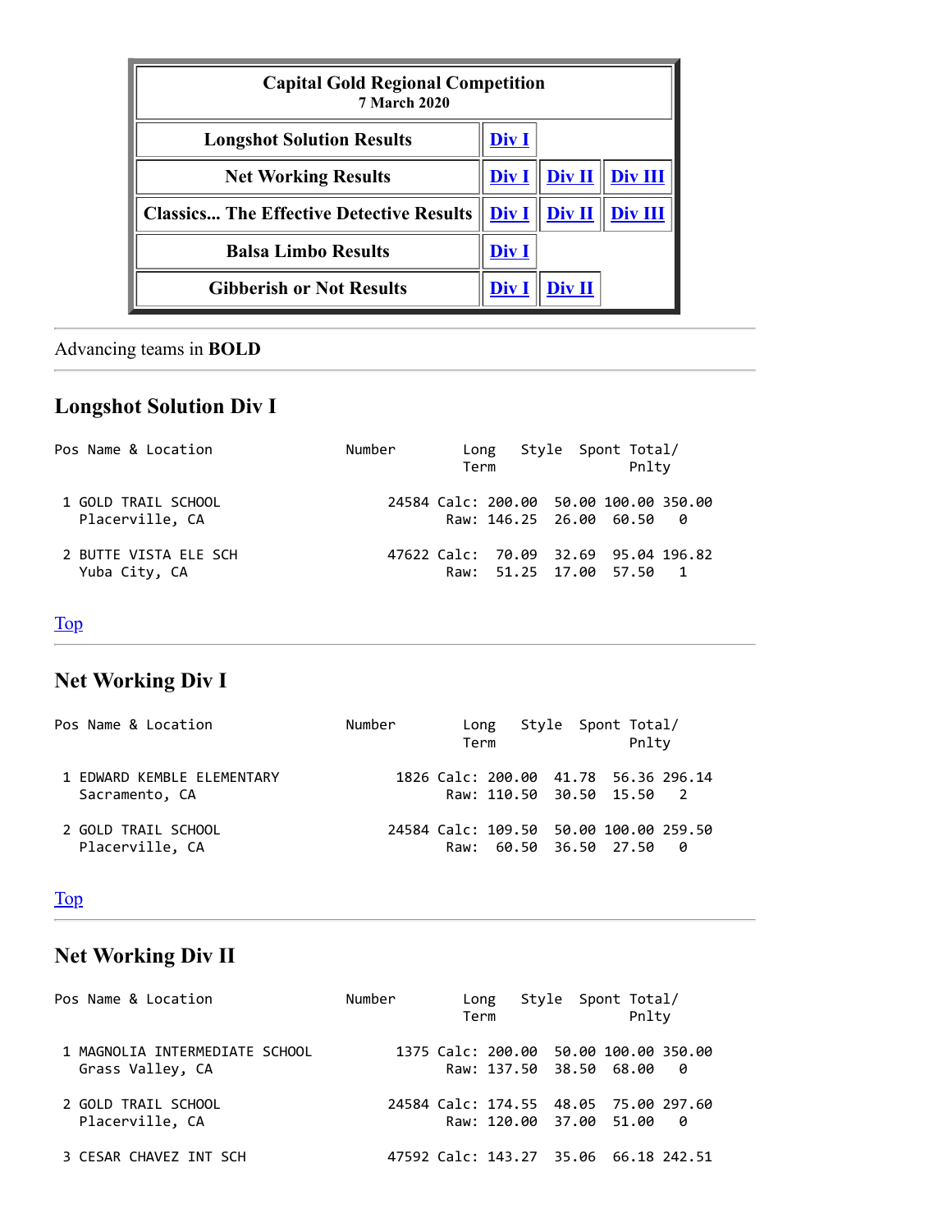| Capital Gold Regional Competition<br>7 March 2020 | | | |
|---|---|---|---|
| **Longshot Solution Results** | Div I | | |
| **Net Working Results** | Div I | Div II | Div III |
| **Classics... The Effective Detective Results** | Div I | Div II | Div III |
| **Balsa Limbo Results** | Div I | | |
| **Gibberish or Not Results** | Div I | Div II | |

---

Advancing teams in **BOLD**

---

## Longshot Solution Div I

| Pos | Name & Location | Number | | Long Term | Style | Spont | Total/ Pnlty |
|---|---|---|---|---|---|---|---|
| 1 | GOLD TRAIL SCHOOL<br>Placerville, CA | 24584 | Calc:<br>Raw: | 200.00<br>146.25 | 50.00<br>26.00 | 100.00<br>60.50 | 350.00<br>0 |
| 2 | BUTTE VISTA ELE SCH<br>Yuba City, CA | 47622 | Calc:<br>Raw: | 70.09<br>51.25 | 32.69<br>17.00 | 95.04<br>57.50 | 196.82<br>1 |

Top

---

## Net Working Div I

| Pos | Name & Location | Number | | Long Term | Style | Spont | Total/ Pnlty |
|---|---|---|---|---|---|---|---|
| 1 | EDWARD KEMBLE ELEMENTARY<br>Sacramento, CA | 1826 | Calc:<br>Raw: | 200.00<br>110.50 | 41.78<br>30.50 | 56.36<br>15.50 | 296.14<br>2 |
| 2 | GOLD TRAIL SCHOOL<br>Placerville, CA | 24584 | Calc:<br>Raw: | 109.50<br>60.50 | 50.00<br>36.50 | 100.00<br>27.50 | 259.50<br>0 |

Top

---

## Net Working Div II

| Pos | Name & Location | Number | | Long Term | Style | Spont | Total/ Pnlty |
|---|---|---|---|---|---|---|---|
| 1 | MAGNOLIA INTERMEDIATE SCHOOL<br>Grass Valley, CA | 1375 | Calc:<br>Raw: | 200.00<br>137.50 | 50.00<br>38.50 | 100.00<br>68.00 | 350.00<br>0 |
| 2 | GOLD TRAIL SCHOOL<br>Placerville, CA | 24584 | Calc:<br>Raw: | 174.55<br>120.00 | 48.05<br>37.00 | 75.00<br>51.00 | 297.60<br>0 |
| 3 | CESAR CHAVEZ INT SCH | 47592 | Calc: | 143.27 | 35.06 | 66.18 | 242.51 |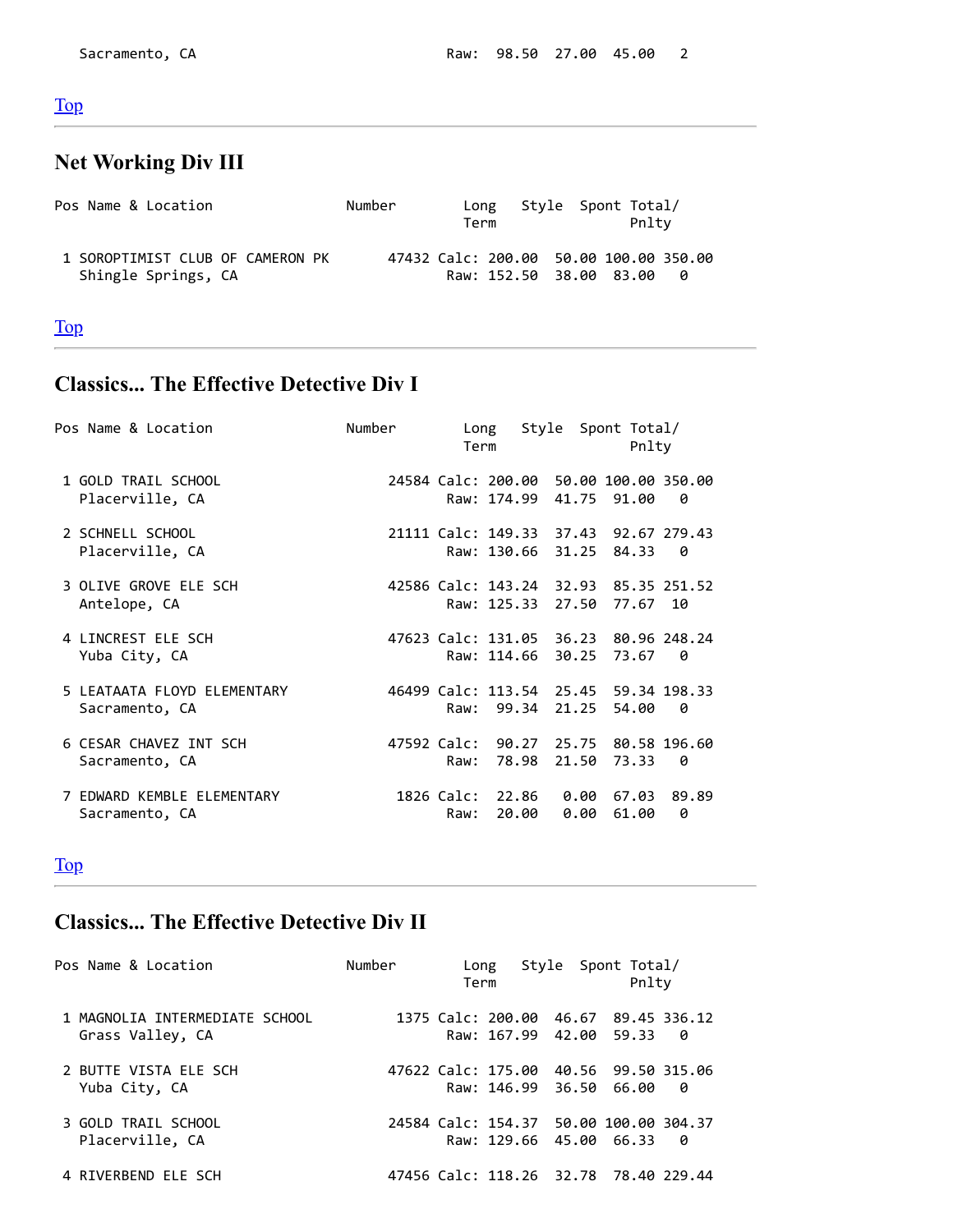| | | | | | | | |
|---|---|---|---|---|---|---|---|
| Sacramento, CA | | Raw: | 98.50 | 27.00 | 45.00 | 2 |

[Top](#)

---

## Net Working Div III

| Pos | Name & Location | Number | | Long Term | Style | Spont | Total/ Pnlty |
|---|---|---|---|---|---|---|---|
| 1 | SOROPTIMIST CLUB OF CAMERON PK | 47432 | Calc: | 200.00 | 50.00 | 100.00 | 350.00 |
| | Shingle Springs, CA | | Raw: | 152.50 | 38.00 | 83.00 | 0 |

[Top](#)

---

## Classics... The Effective Detective Div I

| Pos | Name & Location | Number | | Long Term | Style | Spont | Total/ Pnlty |
|---|---|---|---|---|---|---|---|
| 1 | GOLD TRAIL SCHOOL | 24584 | Calc: | 200.00 | 50.00 | 100.00 | 350.00 |
| | Placerville, CA | | Raw: | 174.99 | 41.75 | 91.00 | 0 |
| 2 | SCHNELL SCHOOL | 21111 | Calc: | 149.33 | 37.43 | 92.67 | 279.43 |
| | Placerville, CA | | Raw: | 130.66 | 31.25 | 84.33 | 0 |
| 3 | OLIVE GROVE ELE SCH | 42586 | Calc: | 143.24 | 32.93 | 85.35 | 251.52 |
| | Antelope, CA | | Raw: | 125.33 | 27.50 | 77.67 | 10 |
| 4 | LINCREST ELE SCH | 47623 | Calc: | 131.05 | 36.23 | 80.96 | 248.24 |
| | Yuba City, CA | | Raw: | 114.66 | 30.25 | 73.67 | 0 |
| 5 | LEATAATA FLOYD ELEMENTARY | 46499 | Calc: | 113.54 | 25.45 | 59.34 | 198.33 |
| | Sacramento, CA | | Raw: | 99.34 | 21.25 | 54.00 | 0 |
| 6 | CESAR CHAVEZ INT SCH | 47592 | Calc: | 90.27 | 25.75 | 80.58 | 196.60 |
| | Sacramento, CA | | Raw: | 78.98 | 21.50 | 73.33 | 0 |
| 7 | EDWARD KEMBLE ELEMENTARY | 1826 | Calc: | 22.86 | 0.00 | 67.03 | 89.89 |
| | Sacramento, CA | | Raw: | 20.00 | 0.00 | 61.00 | 0 |

[Top](#)

---

## Classics... The Effective Detective Div II

| Pos | Name & Location | Number | | Long Term | Style | Spont | Total/ Pnlty |
|---|---|---|---|---|---|---|---|
| 1 | MAGNOLIA INTERMEDIATE SCHOOL | 1375 | Calc: | 200.00 | 46.67 | 89.45 | 336.12 |
| | Grass Valley, CA | | Raw: | 167.99 | 42.00 | 59.33 | 0 |
| 2 | BUTTE VISTA ELE SCH | 47622 | Calc: | 175.00 | 40.56 | 99.50 | 315.06 |
| | Yuba City, CA | | Raw: | 146.99 | 36.50 | 66.00 | 0 |
| 3 | GOLD TRAIL SCHOOL | 24584 | Calc: | 154.37 | 50.00 | 100.00 | 304.37 |
| | Placerville, CA | | Raw: | 129.66 | 45.00 | 66.33 | 0 |
| 4 | RIVERBEND ELE SCH | 47456 | Calc: | 118.26 | 32.78 | 78.40 | 229.44 |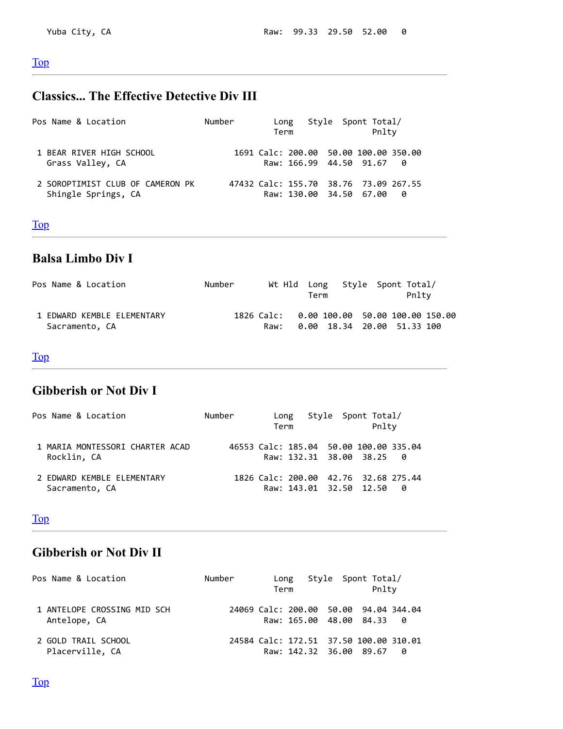| | | | | | | | |
|---|---|---|---|---|---|---|---|
| Yuba City, CA | | Raw: | 99.33 | 29.50 | 52.00 | 0 | |

Top

---

## Classics... The Effective Detective Div III

| Pos | Name & Location | Number | | Long Term | Style | Spont | Total/ Pnlty |
|---|---|---|---|---|---|---|---|
| 1 | BEAR RIVER HIGH SCHOOL | 1691 | Calc: | 200.00 | 50.00 | 100.00 | 350.00 |
| | Grass Valley, CA | | Raw: | 166.99 | 44.50 | 91.67 | 0 |
| 2 | SOROPTIMIST CLUB OF CAMERON PK | 47432 | Calc: | 155.70 | 38.76 | 73.09 | 267.55 |
| | Shingle Springs, CA | | Raw: | 130.00 | 34.50 | 67.00 | 0 |

Top

---

## Balsa Limbo Div I

| Pos | Name & Location | Number | | Wt Hld | Long Term | Style | Spont | Total/ Pnlty |
|---|---|---|---|---|---|---|---|---|
| 1 | EDWARD KEMBLE ELEMENTARY | 1826 | Calc: | 0.00 | 100.00 | 50.00 | 100.00 | 150.00 |
| | Sacramento, CA | | Raw: | 0.00 | 18.34 | 20.00 | 51.33 | 100 |

Top

---

## Gibberish or Not Div I

| Pos | Name & Location | Number | | Long Term | Style | Spont | Total/ Pnlty |
|---|---|---|---|---|---|---|---|
| 1 | MARIA MONTESSORI CHARTER ACAD | 46553 | Calc: | 185.04 | 50.00 | 100.00 | 335.04 |
| | Rocklin, CA | | Raw: | 132.31 | 38.00 | 38.25 | 0 |
| 2 | EDWARD KEMBLE ELEMENTARY | 1826 | Calc: | 200.00 | 42.76 | 32.68 | 275.44 |
| | Sacramento, CA | | Raw: | 143.01 | 32.50 | 12.50 | 0 |

Top

---

## Gibberish or Not Div II

| Pos | Name & Location | Number | | Long Term | Style | Spont | Total/ Pnlty |
|---|---|---|---|---|---|---|---|
| 1 | ANTELOPE CROSSING MID SCH | 24069 | Calc: | 200.00 | 50.00 | 94.04 | 344.04 |
| | Antelope, CA | | Raw: | 165.00 | 48.00 | 84.33 | 0 |
| 2 | GOLD TRAIL SCHOOL | 24584 | Calc: | 172.51 | 37.50 | 100.00 | 310.01 |
| | Placerville, CA | | Raw: | 142.32 | 36.00 | 89.67 | 0 |

Top